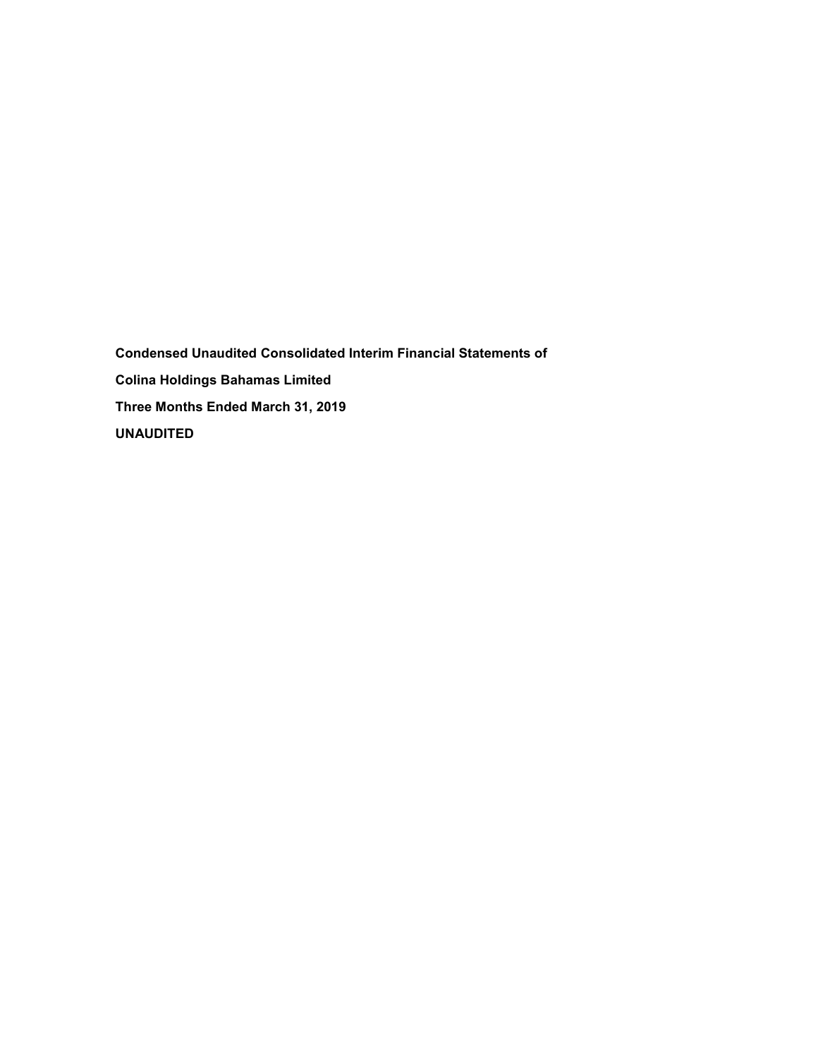**Condensed Unaudited Consolidated Interim Financial Statements of**

**Colina Holdings Bahamas Limited**

**Three Months Ended March 31, 2019**

**UNAUDITED**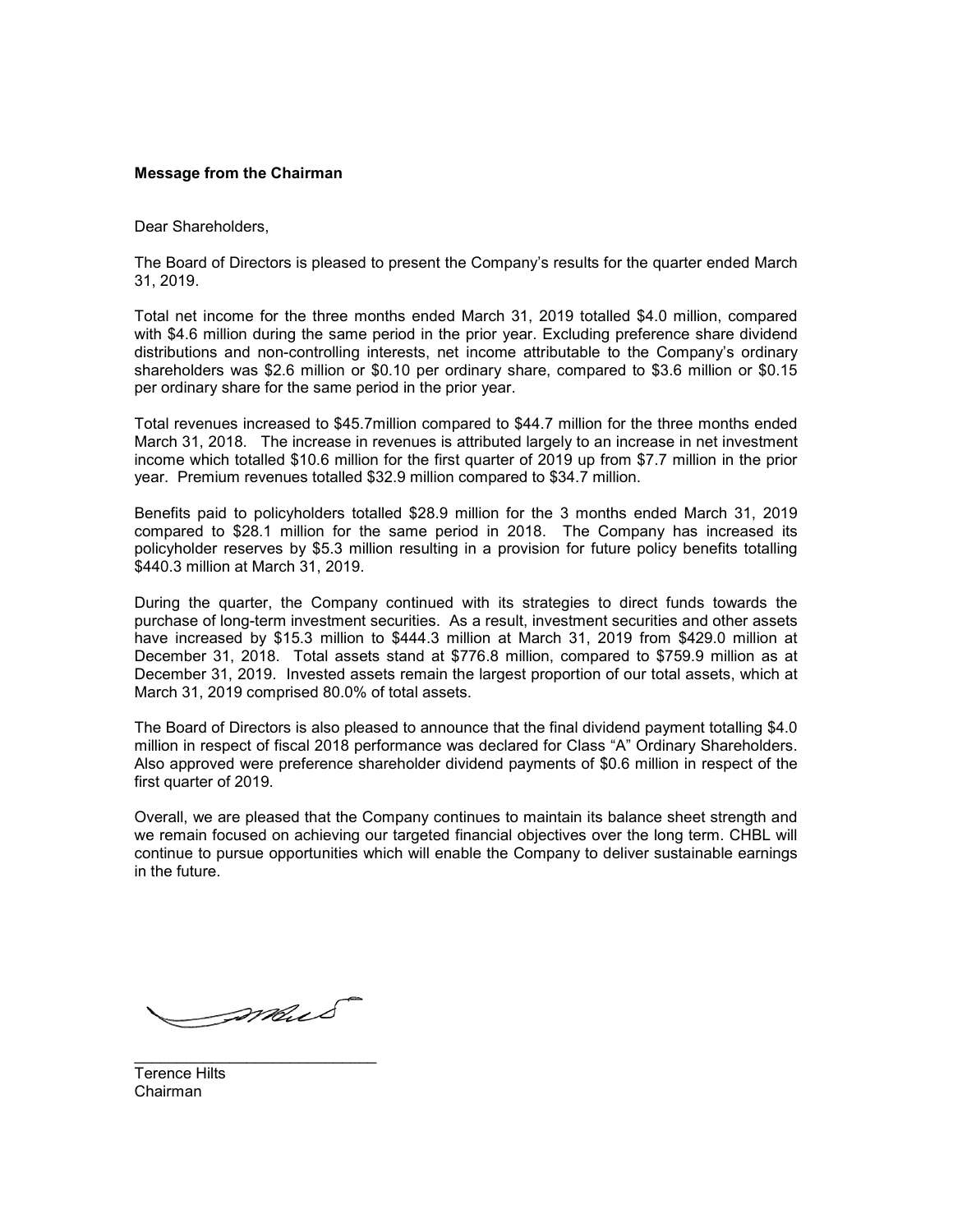**Message from the Chairman**

Dear Shareholders,

The Board of Directors is pleased to present the Company's results for the quarter ended March 31, 2019.

Total net income for the three months ended March 31, 2019 totalled $4.0 million, compared with $4.6 million during the same period in the prior year. Excluding preference share dividend distributions and non-controlling interests, net income attributable to the Company's ordinary shareholders was $2.6 million or $0.10 per ordinary share, compared to $3.6 million or $0.15 per ordinary share for the same period in the prior year.

Total revenues increased to $45.7million compared to $44.7 million for the three months ended March 31, 2018. The increase in revenues is attributed largely to an increase in net investment income which totalled $10.6 million for the first quarter of 2019 up from $7.7 million in the prior year. Premium revenues totalled $32.9 million compared to $34.7 million.

Benefits paid to policyholders totalled $28.9 million for the 3 months ended March 31, 2019 compared to $28.1 million for the same period in 2018. The Company has increased its policyholder reserves by $5.3 million resulting in a provision for future policy benefits totalling $440.3 million at March 31, 2019.

During the quarter, the Company continued with its strategies to direct funds towards the purchase of long-term investment securities. As a result, investment securities and other assets have increased by $15.3 million to $444.3 million at March 31, 2019 from $429.0 million at December 31, 2018. Total assets stand at $776.8 million, compared to $759.9 million as at December 31, 2019. Invested assets remain the largest proportion of our total assets, which at March 31, 2019 comprised 80.0% of total assets.

The Board of Directors is also pleased to announce that the final dividend payment totalling $4.0 million in respect of fiscal 2018 performance was declared for Class "A" Ordinary Shareholders. Also approved were preference shareholder dividend payments of $0.6 million in respect of the first quarter of 2019.

Overall, we are pleased that the Company continues to maintain its balance sheet strength and we remain focused on achieving our targeted financial objectives over the long term. CHBL will continue to pursue opportunities which will enable the Company to deliver sustainable earnings in the future.

\_\_\_\_\_\_\_\_\_\_\_\_\_\_\_\_\_\_\_\_\_\_\_\_\_\_\_\_

Terence Hilts
Chairman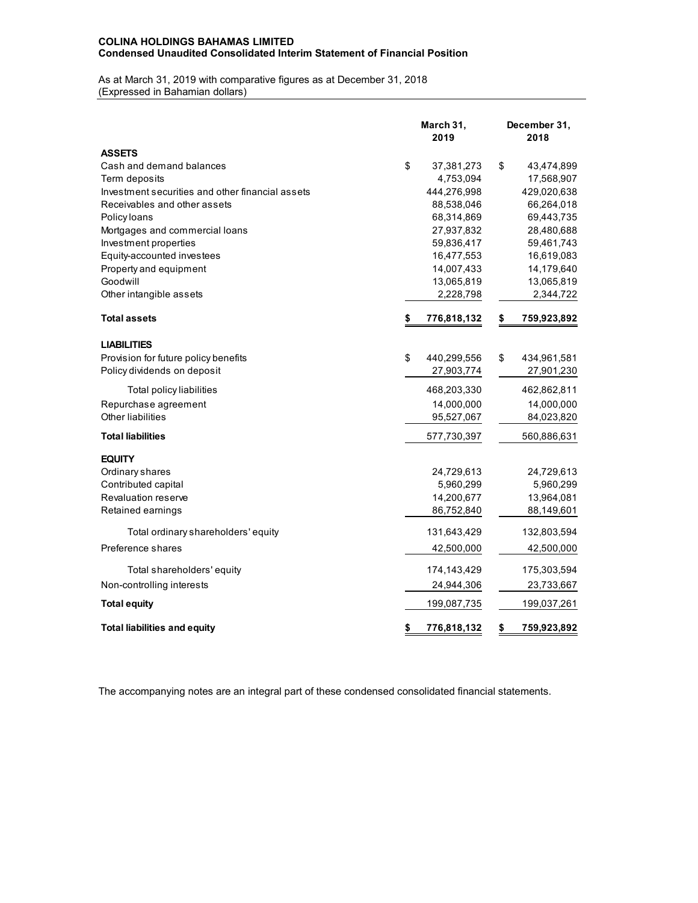**COLINA HOLDINGS BAHAMAS LIMITED**
**Condensed Unaudited Consolidated Interim Statement of Financial Position**

As at March 31, 2019 with comparative figures as at December 31, 2018
(Expressed in Bahamian dollars)

| | March 31, 2019 | December 31, 2018 |
|---|---|---|
| **ASSETS** | | |
| Cash and demand balances | $ 37,381,273 | $ 43,474,899 |
| Term deposits | 4,753,094 | 17,568,907 |
| Investment securities and other financial assets | 444,276,998 | 429,020,638 |
| Receivables and other assets | 88,538,046 | 66,264,018 |
| Policy loans | 68,314,869 | 69,443,735 |
| Mortgages and commercial loans | 27,937,832 | 28,480,688 |
| Investment properties | 59,836,417 | 59,461,743 |
| Equity-accounted investees | 16,477,553 | 16,619,083 |
| Property and equipment | 14,007,433 | 14,179,640 |
| Goodwill | 13,065,819 | 13,065,819 |
| Other intangible assets | 2,228,798 | 2,344,722 |
| **Total assets** | **$ 776,818,132** | **$ 759,923,892** |
| **LIABILITIES** | | |
| Provision for future policy benefits | $ 440,299,556 | $ 434,961,581 |
| Policy dividends on deposit | 27,903,774 | 27,901,230 |
| Total policy liabilities | 468,203,330 | 462,862,811 |
| Repurchase agreement | 14,000,000 | 14,000,000 |
| Other liabilities | 95,527,067 | 84,023,820 |
| **Total liabilities** | 577,730,397 | 560,886,631 |
| **EQUITY** | | |
| Ordinary shares | 24,729,613 | 24,729,613 |
| Contributed capital | 5,960,299 | 5,960,299 |
| Revaluation reserve | 14,200,677 | 13,964,081 |
| Retained earnings | 86,752,840 | 88,149,601 |
| Total ordinary shareholders' equity | 131,643,429 | 132,803,594 |
| Preference shares | 42,500,000 | 42,500,000 |
| Total shareholders' equity | 174,143,429 | 175,303,594 |
| Non-controlling interests | 24,944,306 | 23,733,667 |
| **Total equity** | 199,087,735 | 199,037,261 |
| **Total liabilities and equity** | **$ 776,818,132** | **$ 759,923,892** |

The accompanying notes are an integral part of these condensed consolidated financial statements.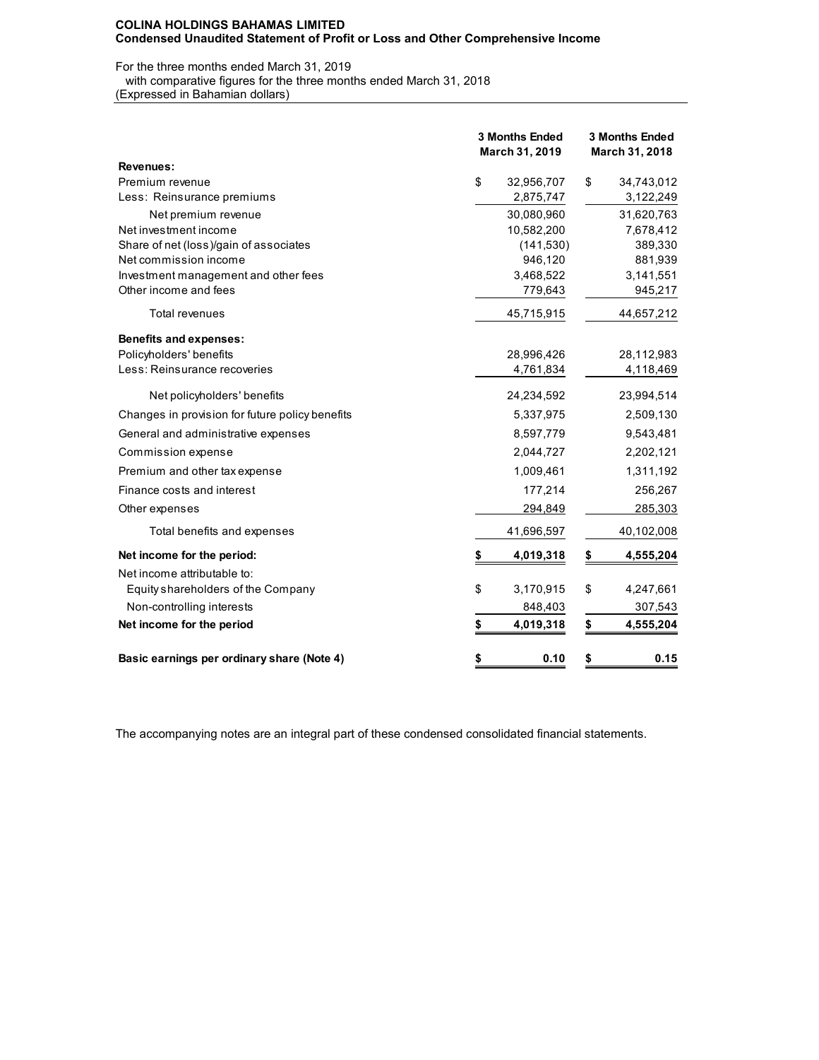**COLINA HOLDINGS BAHAMAS LIMITED**
**Condensed Unaudited Statement of Profit or Loss and Other Comprehensive Income**

For the three months ended March 31, 2019
with comparative figures for the three months ended March 31, 2018
(Expressed in Bahamian dollars)

| | 3 Months Ended March 31, 2019 | 3 Months Ended March 31, 2018 |
|---|---|---|
| **Revenues:** | | |
| Premium revenue | $ 32,956,707 | $ 34,743,012 |
| Less: Reinsurance premiums | 2,875,747 | 3,122,249 |
| Net premium revenue | 30,080,960 | 31,620,763 |
| Net investment income | 10,582,200 | 7,678,412 |
| Share of net (loss)/gain of associates | (141,530) | 389,330 |
| Net commission income | 946,120 | 881,939 |
| Investment management and other fees | 3,468,522 | 3,141,551 |
| Other income and fees | 779,643 | 945,217 |
| Total revenues | 45,715,915 | 44,657,212 |
| **Benefits and expenses:** | | |
| Policyholders' benefits | 28,996,426 | 28,112,983 |
| Less: Reinsurance recoveries | 4,761,834 | 4,118,469 |
| Net policyholders' benefits | 24,234,592 | 23,994,514 |
| Changes in provision for future policy benefits | 5,337,975 | 2,509,130 |
| General and administrative expenses | 8,597,779 | 9,543,481 |
| Commission expense | 2,044,727 | 2,202,121 |
| Premium and other tax expense | 1,009,461 | 1,311,192 |
| Finance costs and interest | 177,214 | 256,267 |
| Other expenses | 294,849 | 285,303 |
| Total benefits and expenses | 41,696,597 | 40,102,008 |
| **Net income for the period:** | **$ 4,019,318** | **$ 4,555,204** |
| Net income attributable to: | | |
| Equity shareholders of the Company | $ 3,170,915 | $ 4,247,661 |
| Non-controlling interests | 848,403 | 307,543 |
| **Net income for the period** | **$ 4,019,318** | **$ 4,555,204** |
| **Basic earnings per ordinary share (Note 4)** | **$ 0.10** | **$ 0.15** |

The accompanying notes are an integral part of these condensed consolidated financial statements.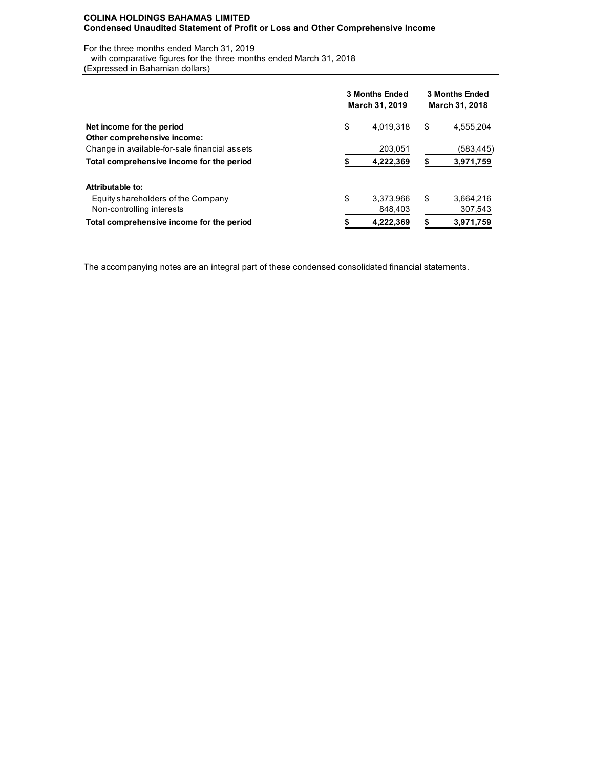**COLINA HOLDINGS BAHAMAS LIMITED**
**Condensed Unaudited Statement of Profit or Loss and Other Comprehensive Income**

For the three months ended March 31, 2019
with comparative figures for the three months ended March 31, 2018
(Expressed in Bahamian dollars)

| | 3 Months Ended March 31, 2019 | 3 Months Ended March 31, 2018 |
|---|---|---|
| **Net income for the period** | $ 4,019,318 | $ 4,555,204 |
| **Other comprehensive income:** | | |
| Change in available-for-sale financial assets | 203,051 | (583,445) |
| **Total comprehensive income for the period** | **$ 4,222,369** | **$ 3,971,759** |
| | | |
| **Attributable to:** | | |
| Equity shareholders of the Company | $ 3,373,966 | $ 3,664,216 |
| Non-controlling interests | 848,403 | 307,543 |
| **Total comprehensive income for the period** | **$ 4,222,369** | **$ 3,971,759** |

The accompanying notes are an integral part of these condensed consolidated financial statements.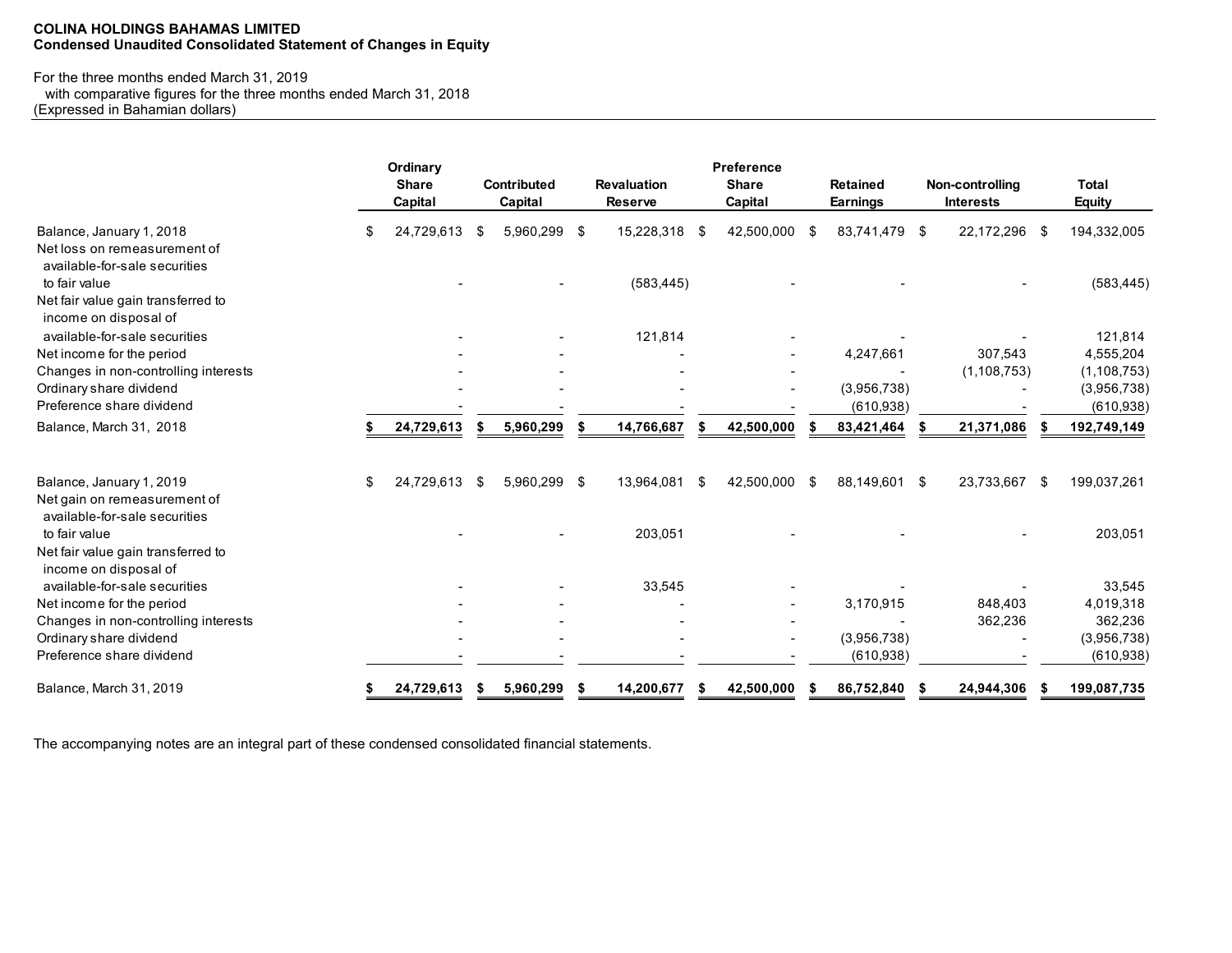**COLINA HOLDINGS BAHAMAS LIMITED**
**Condensed Unaudited Consolidated Statement of Changes in Equity**

For the three months ended March 31, 2019
with comparative figures for the three months ended March 31, 2018
(Expressed in Bahamian dollars)

| | Ordinary Share Capital | Contributed Capital | Revaluation Reserve | Preference Share Capital | Retained Earnings | Non-controlling Interests | Total Equity |
|---|---|---|---|---|---|---|---|
| Balance, January 1, 2018 | $ 24,729,613 | $ 5,960,299 | $ 15,228,318 | $ 42,500,000 | $ 83,741,479 | $ 22,172,296 | $ 194,332,005 |
| Net loss on remeasurement of available-for-sale securities to fair value | - | - | (583,445) | - | - | - | (583,445) |
| Net fair value gain transferred to income on disposal of available-for-sale securities | - | - | 121,814 | - | - | - | 121,814 |
| Net income for the period | - | - | - | - | 4,247,661 | 307,543 | 4,555,204 |
| Changes in non-controlling interests | - | - | - | - | - | (1,108,753) | (1,108,753) |
| Ordinary share dividend | - | - | - | - | (3,956,738) | - | (3,956,738) |
| Preference share dividend | - | - | - | - | (610,938) | - | (610,938) |
| Balance, March 31, 2018 | **$ 24,729,613** | **$ 5,960,299** | **$ 14,766,687** | **$ 42,500,000** | **$ 83,421,464** | **$ 21,371,086** | **$ 192,749,149** |
| | | | | | | | |
| Balance, January 1, 2019 | $ 24,729,613 | $ 5,960,299 | $ 13,964,081 | $ 42,500,000 | $ 88,149,601 | $ 23,733,667 | $ 199,037,261 |
| Net gain on remeasurement of available-for-sale securities to fair value | - | - | 203,051 | - | - | - | 203,051 |
| Net fair value gain transferred to income on disposal of available-for-sale securities | - | - | 33,545 | - | - | - | 33,545 |
| Net income for the period | - | - | - | - | 3,170,915 | 848,403 | 4,019,318 |
| Changes in non-controlling interests | - | - | - | - | - | 362,236 | 362,236 |
| Ordinary share dividend | - | - | - | - | (3,956,738) | - | (3,956,738) |
| Preference share dividend | - | - | - | - | (610,938) | - | (610,938) |
| Balance, March 31, 2019 | **$ 24,729,613** | **$ 5,960,299** | **$ 14,200,677** | **$ 42,500,000** | **$ 86,752,840** | **$ 24,944,306** | **$ 199,087,735** |

The accompanying notes are an integral part of these condensed consolidated financial statements.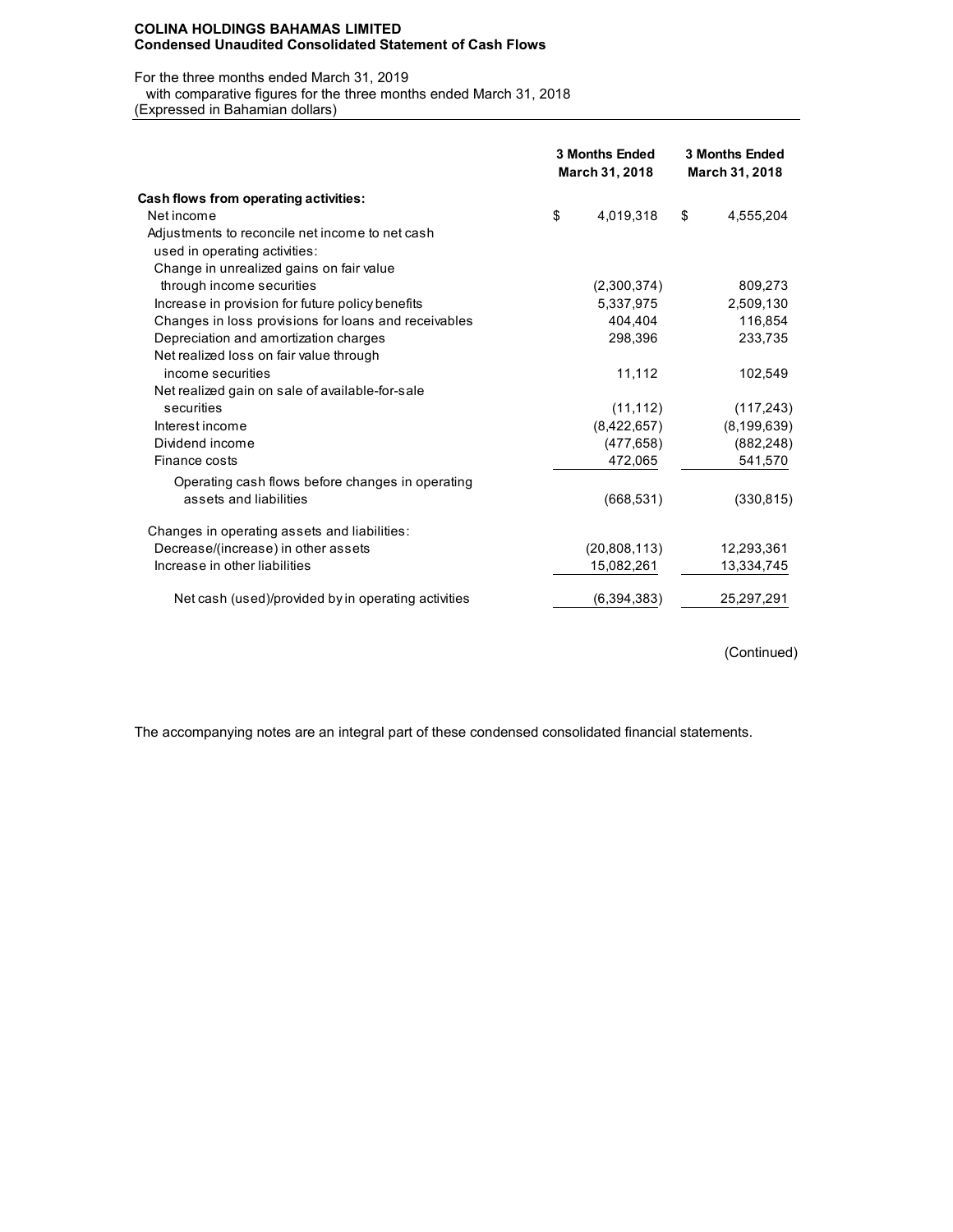**COLINA HOLDINGS BAHAMAS LIMITED**
**Condensed Unaudited Consolidated Statement of Cash Flows**

For the three months ended March 31, 2019
with comparative figures for the three months ended March 31, 2018
(Expressed in Bahamian dollars)

| | 3 Months Ended March 31, 2018 | 3 Months Ended March 31, 2018 |
|---|---|---|
| **Cash flows from operating activities:** | | |
| Net income | $ 4,019,318 | $ 4,555,204 |
| Adjustments to reconcile net income to net cash used in operating activities: | | |
| Change in unrealized gains on fair value through income securities | (2,300,374) | 809,273 |
| Increase in provision for future policy benefits | 5,337,975 | 2,509,130 |
| Changes in loss provisions for loans and receivables | 404,404 | 116,854 |
| Depreciation and amortization charges | 298,396 | 233,735 |
| Net realized loss on fair value through income securities | 11,112 | 102,549 |
| Net realized gain on sale of available-for-sale securities | (11,112) | (117,243) |
| Interest income | (8,422,657) | (8,199,639) |
| Dividend income | (477,658) | (882,248) |
| Finance costs | 472,065 | 541,570 |
| Operating cash flows before changes in operating assets and liabilities | (668,531) | (330,815) |
| Changes in operating assets and liabilities: | | |
| Decrease/(increase) in other assets | (20,808,113) | 12,293,361 |
| Increase in other liabilities | 15,082,261 | 13,334,745 |
| Net cash (used)/provided by in operating activities | (6,394,383) | 25,297,291 |

(Continued)

The accompanying notes are an integral part of these condensed consolidated financial statements.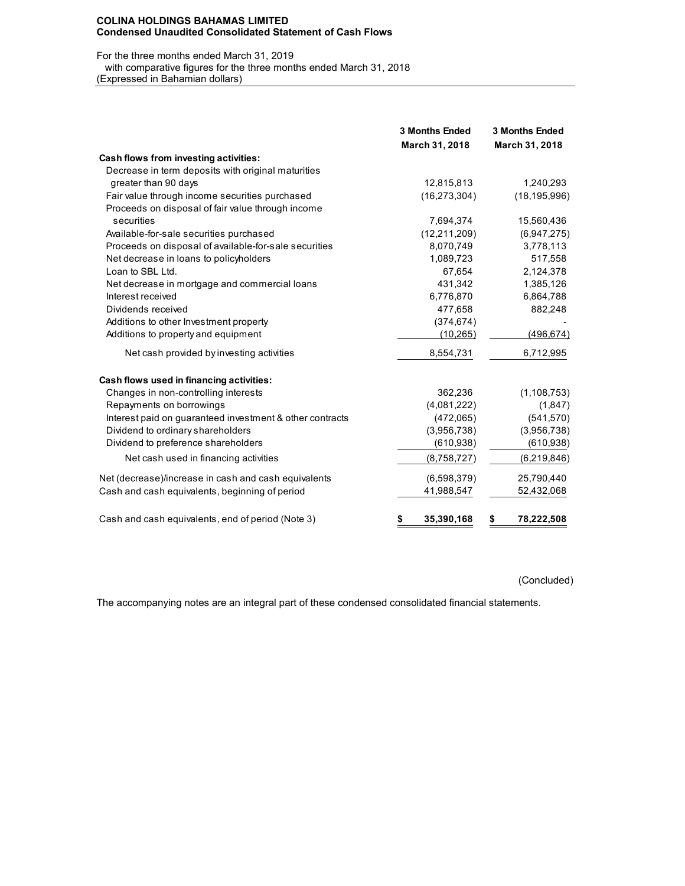**COLINA HOLDINGS BAHAMAS LIMITED**
**Condensed Unaudited Consolidated Statement of Cash Flows**

For the three months ended March 31, 2019
with comparative figures for the three months ended March 31, 2018
(Expressed in Bahamian dollars)

| | 3 Months Ended March 31, 2018 | 3 Months Ended March 31, 2018 |
|---|---|---|
| **Cash flows from investing activities:** | | |
| Decrease in term deposits with original maturities greater than 90 days | 12,815,813 | 1,240,293 |
| Fair value through income securities purchased | (16,273,304) | (18,195,996) |
| Proceeds on disposal of fair value through income securities | 7,694,374 | 15,560,436 |
| Available-for-sale securities purchased | (12,211,209) | (6,947,275) |
| Proceeds on disposal of available-for-sale securities | 8,070,749 | 3,778,113 |
| Net decrease in loans to policyholders | 1,089,723 | 517,558 |
| Loan to SBL Ltd. | 67,654 | 2,124,378 |
| Net decrease in mortgage and commercial loans | 431,342 | 1,385,126 |
| Interest received | 6,776,870 | 6,864,788 |
| Dividends received | 477,658 | 882,248 |
| Additions to other Investment property | (374,674) | - |
| Additions to property and equipment | (10,265) | (496,674) |
| Net cash provided by investing activities | 8,554,731 | 6,712,995 |
| **Cash flows used in financing activities:** | | |
| Changes in non-controlling interests | 362,236 | (1,108,753) |
| Repayments on borrowings | (4,081,222) | (1,847) |
| Interest paid on guaranteed investment & other contracts | (472,065) | (541,570) |
| Dividend to ordinary shareholders | (3,956,738) | (3,956,738) |
| Dividend to preference shareholders | (610,938) | (610,938) |
| Net cash used in financing activities | (8,758,727) | (6,219,846) |
| Net (decrease)/increase in cash and cash equivalents | (6,598,379) | 25,790,440 |
| Cash and cash equivalents, beginning of period | 41,988,547 | 52,432,068 |
| Cash and cash equivalents, end of period (Note 3) | $ 35,390,168 | $ 78,222,508 |

(Concluded)

The accompanying notes are an integral part of these condensed consolidated financial statements.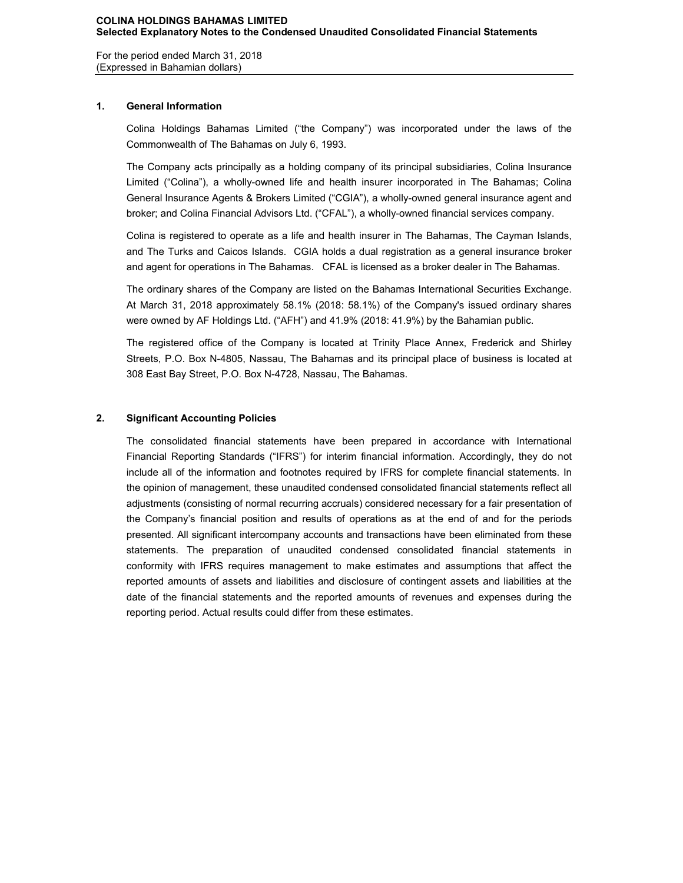## 1. General Information

Colina Holdings Bahamas Limited ("the Company") was incorporated under the laws of the Commonwealth of The Bahamas on July 6, 1993.

The Company acts principally as a holding company of its principal subsidiaries, Colina Insurance Limited ("Colina"), a wholly-owned life and health insurer incorporated in The Bahamas; Colina General Insurance Agents & Brokers Limited ("CGIA"), a wholly-owned general insurance agent and broker; and Colina Financial Advisors Ltd. ("CFAL"), a wholly-owned financial services company.

Colina is registered to operate as a life and health insurer in The Bahamas, The Cayman Islands, and The Turks and Caicos Islands. CGIA holds a dual registration as a general insurance broker and agent for operations in The Bahamas. CFAL is licensed as a broker dealer in The Bahamas.

The ordinary shares of the Company are listed on the Bahamas International Securities Exchange. At March 31, 2018 approximately 58.1% (2018: 58.1%) of the Company's issued ordinary shares were owned by AF Holdings Ltd. ("AFH") and 41.9% (2018: 41.9%) by the Bahamian public.

The registered office of the Company is located at Trinity Place Annex, Frederick and Shirley Streets, P.O. Box N-4805, Nassau, The Bahamas and its principal place of business is located at 308 East Bay Street, P.O. Box N-4728, Nassau, The Bahamas.

## 2. Significant Accounting Policies

The consolidated financial statements have been prepared in accordance with International Financial Reporting Standards ("IFRS") for interim financial information. Accordingly, they do not include all of the information and footnotes required by IFRS for complete financial statements. In the opinion of management, these unaudited condensed consolidated financial statements reflect all adjustments (consisting of normal recurring accruals) considered necessary for a fair presentation of the Company's financial position and results of operations as at the end of and for the periods presented. All significant intercompany accounts and transactions have been eliminated from these statements. The preparation of unaudited condensed consolidated financial statements in conformity with IFRS requires management to make estimates and assumptions that affect the reported amounts of assets and liabilities and disclosure of contingent assets and liabilities at the date of the financial statements and the reported amounts of revenues and expenses during the reporting period. Actual results could differ from these estimates.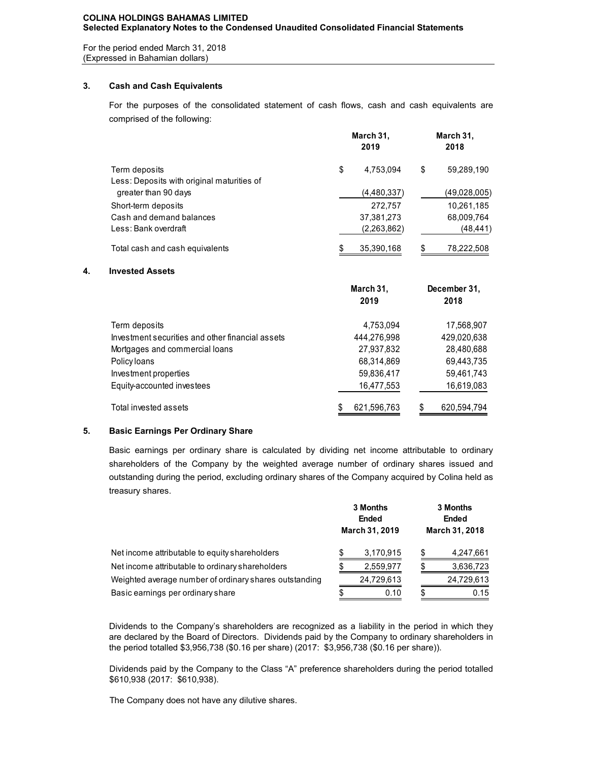**COLINA HOLDINGS BAHAMAS LIMITED**
**Selected Explanatory Notes to the Condensed Unaudited Consolidated Financial Statements**

For the period ended March 31, 2018
(Expressed in Bahamian dollars)

### 3. Cash and Cash Equivalents

For the purposes of the consolidated statement of cash flows, cash and cash equivalents are comprised of the following:

| | March 31, 2019 | March 31, 2018 |
|---|---|---|
| Term deposits | $ 4,753,094 | $ 59,289,190 |
| Less: Deposits with original maturities of greater than 90 days | (4,480,337) | (49,028,005) |
| Short-term deposits | 272,757 | 10,261,185 |
| Cash and demand balances | 37,381,273 | 68,009,764 |
| Less: Bank overdraft | (2,263,862) | (48,441) |
| Total cash and cash equivalents | $ 35,390,168 | $ 78,222,508 |

### 4. Invested Assets

| | March 31, 2019 | December 31, 2018 |
|---|---|---|
| Term deposits | 4,753,094 | 17,568,907 |
| Investment securities and other financial assets | 444,276,998 | 429,020,638 |
| Mortgages and commercial loans | 27,937,832 | 28,480,688 |
| Policy loans | 68,314,869 | 69,443,735 |
| Investment properties | 59,836,417 | 59,461,743 |
| Equity-accounted investees | 16,477,553 | 16,619,083 |
| Total invested assets | $ 621,596,763 | $ 620,594,794 |

### 5. Basic Earnings Per Ordinary Share

Basic earnings per ordinary share is calculated by dividing net income attributable to ordinary shareholders of the Company by the weighted average number of ordinary shares issued and outstanding during the period, excluding ordinary shares of the Company acquired by Colina held as treasury shares.

| | 3 Months Ended March 31, 2019 | 3 Months Ended March 31, 2018 |
|---|---|---|
| Net income attributable to equity shareholders | $ 3,170,915 | $ 4,247,661 |
| Net income attributable to ordinary shareholders | $ 2,559,977 | $ 3,636,723 |
| Weighted average number of ordinary shares outstanding | 24,729,613 | 24,729,613 |
| Basic earnings per ordinary share | $ 0.10 | $ 0.15 |

Dividends to the Company's shareholders are recognized as a liability in the period in which they are declared by the Board of Directors. Dividends paid by the Company to ordinary shareholders in the period totalled $3,956,738 ($0.16 per share) (2017: $3,956,738 ($0.16 per share)).

Dividends paid by the Company to the Class "A" preference shareholders during the period totalled $610,938 (2017: $610,938).

The Company does not have any dilutive shares.